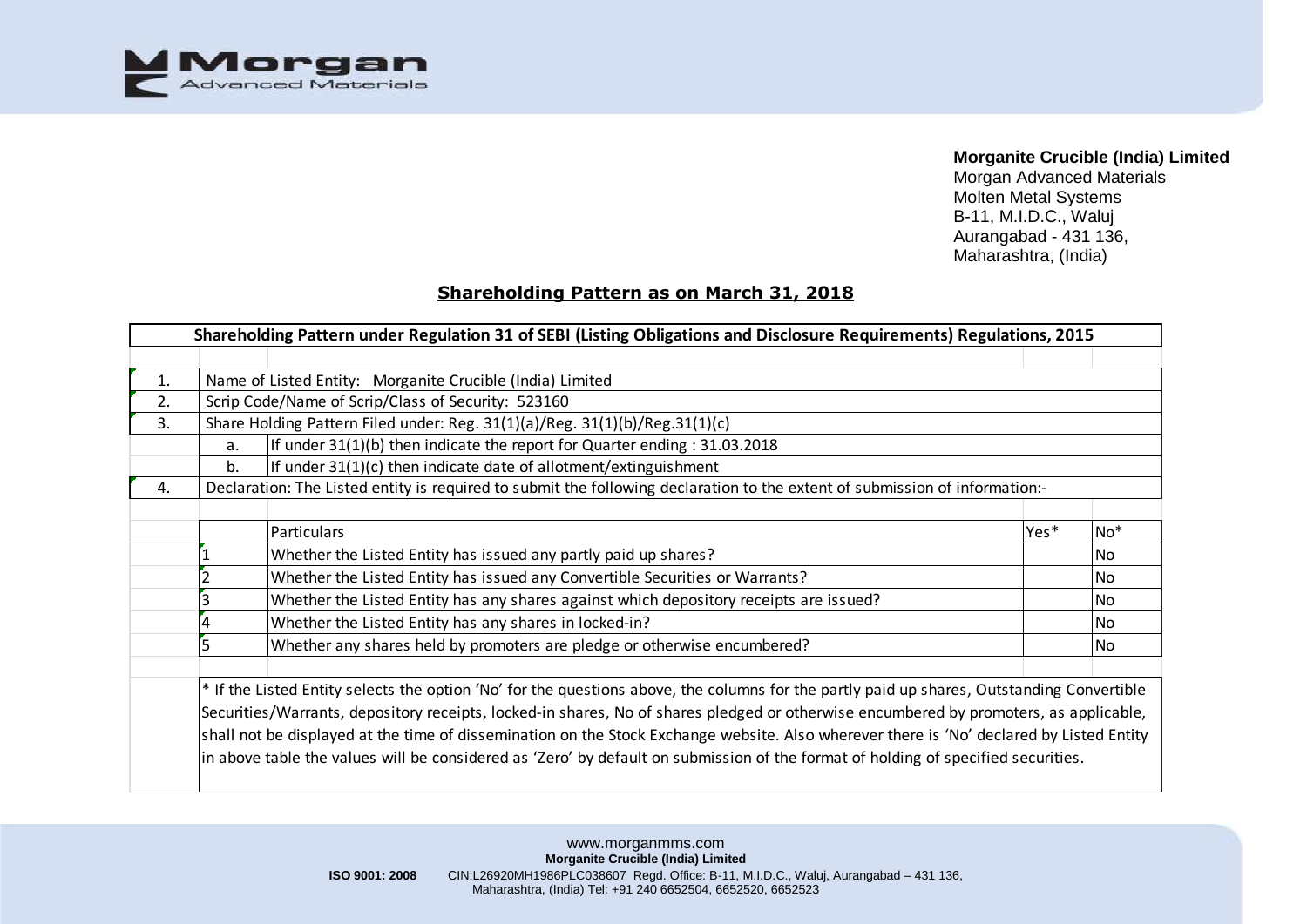**Morganite Crucible (India) Limited**
Morgan Advanced Materials
Molten Metal Systems
B-11, M.I.D.C., Waluj
Aurangabad - 431 136,
Maharashtra, (India)

## Shareholding Pattern as on March 31, 2018

### Shareholding Pattern under Regulation 31 of SEBI (Listing Obligations and Disclosure Requirements) Regulations, 2015

1. Name of Listed Entity: Morganite Crucible (India) Limited
2. Scrip Code/Name of Scrip/Class of Security: 523160
3. Share Holding Pattern Filed under: Reg. 31(1)(a)/Reg. 31(1)(b)/Reg.31(1)(c)
   - a. If under 31(1)(b) then indicate the report for Quarter ending : 31.03.2018
   - b. If under 31(1)(c) then indicate date of allotment/extinguishment
4. Declaration: The Listed entity is required to submit the following declaration to the extent of submission of information:-

| | Particulars | Yes* | No* |
|---|---|---|---|
| 1 | Whether the Listed Entity has issued any partly paid up shares? | | No |
| 2 | Whether the Listed Entity has issued any Convertible Securities or Warrants? | | No |
| 3 | Whether the Listed Entity has any shares against which depository receipts are issued? | | No |
| 4 | Whether the Listed Entity has any shares in locked-in? | | No |
| 5 | Whether any shares held by promoters are pledge or otherwise encumbered? | | No |

* If the Listed Entity selects the option 'No' for the questions above, the columns for the partly paid up shares, Outstanding Convertible Securities/Warrants, depository receipts, locked-in shares, No of shares pledged or otherwise encumbered by promoters, as applicable, shall not be displayed at the time of dissemination on the Stock Exchange website. Also wherever there is 'No' declared by Listed Entity in above table the values will be considered as 'Zero' by default on submission of the format of holding of specified securities.

www.morganmms.com
**Morganite Crucible (India) Limited**
**ISO 9001: 2008** CIN:L26920MH1986PLC038607 Regd. Office: B-11, M.I.D.C., Waluj, Aurangabad – 431 136, Maharashtra, (India) Tel: +91 240 6652504, 6652520, 6652523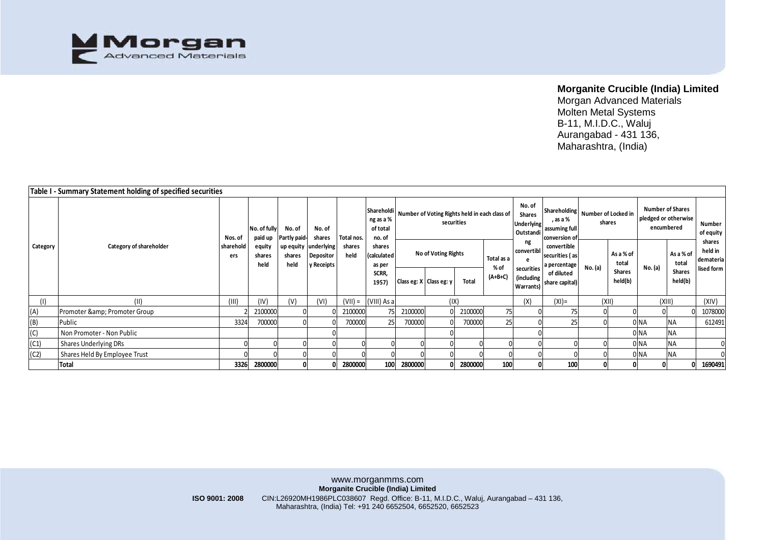**Table I - Summary Statement holding of specified securities**

| Category | Category of shareholder | Nos. of shareholders | No. of fully paid up equity shares held | No. of Partly paid-up equity shares held | No. of shares underlying Depository Receipts | Total nos. shares held | Shareholding as a % of total no. of shares (calculated as per SCRR, 1957) | Number of Voting Rights held in each class of securities | | | | No. of Shares Underlying Outstanding convertible securities (including Warrants) | Shareholding, as a % assuming full conversion of convertible securities ( as a percentage of diluted share capital) | Number of Locked in shares | | Number of Shares pledged or otherwise encumbered | | Number of equity shares held in dematerialised form |
|---|---|---|---|---|---|---|---|---|---|---|---|---|---|---|---|---|---|---|
| | | | | | | | | No of Voting Rights | | | Total as a % of (A+B+C) | | | No. (a) | As a % of total Shares held(b) | No. (a) | As a % of total Shares held(b) | |
| | | | | | | | | Class eg: X | Class eg: y | Total | | | | | | | | |
| (I) | (II) | (III) | (IV) | (V) | (VI) | (VII) = | (VIII) As a | (IX) | | | | (X) | (XI)= | (XII) | | (XIII) | | (XIV) |
| (A) | Promoter &amp; Promoter Group | 2 | 2100000 | 0 | 0 | 2100000 | 75 | 2100000 | 0 | 2100000 | 75 | 0 | 75 | 0 | 0 | 0 | 0 | 1078000 |
| (B) | Public | 3324 | 700000 | 0 | 0 | 700000 | 25 | 700000 | 0 | 700000 | 25 | 0 | 25 | 0 | 0 | NA | NA | 612491 |
| (C) | Non Promoter - Non Public | | | | 0 | | | | 0 | | | 0 | | | 0 | NA | NA | |
| (C1) | Shares Underlying DRs | 0 | 0 | 0 | 0 | 0 | 0 | 0 | 0 | 0 | 0 | 0 | 0 | 0 | 0 | NA | NA | 0 |
| (C2) | Shares Held By Employee Trust | 0 | 0 | 0 | 0 | 0 | 0 | 0 | 0 | 0 | 0 | 0 | 0 | 0 | 0 | NA | NA | 0 |
| | **Total** | **3326** | **2800000** | **0** | **0** | **2800000** | **100** | **2800000** | **0** | **2800000** | **100** | **0** | **100** | **0** | **0** | **0** | **0** | **1690491** |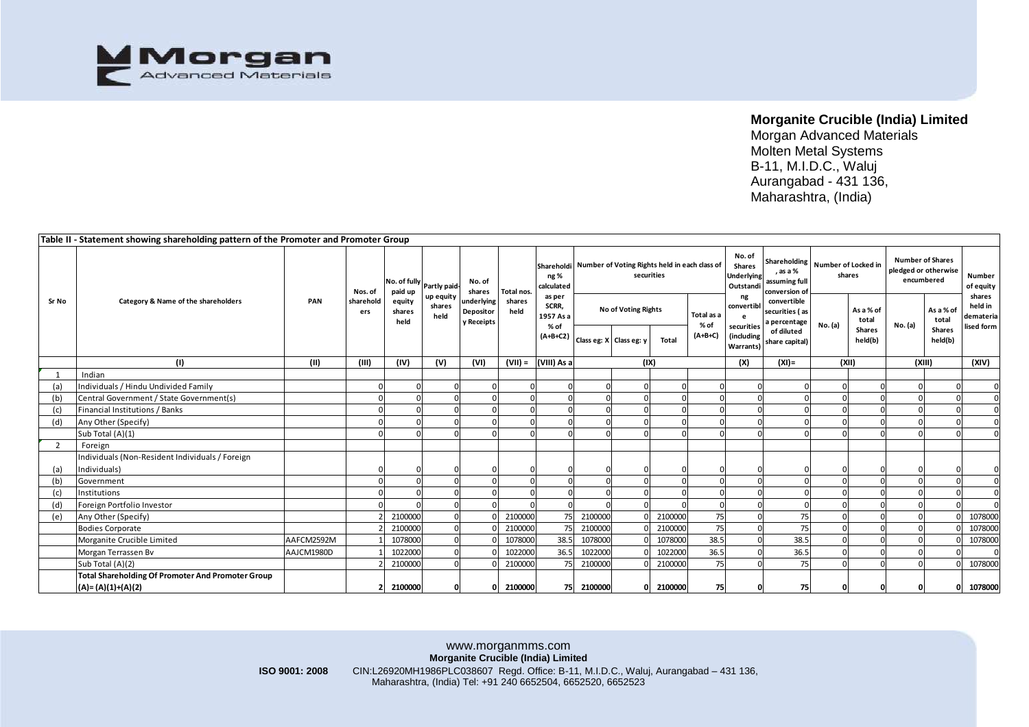**Morganite Crucible (India) Limited**
Morgan Advanced Materials
Molten Metal Systems
B-11, M.I.D.C., Waluj
Aurangabad - 431 136,
Maharashtra, (India)

**Table II - Statement showing shareholding pattern of the Promoter and Promoter Group**

| Sr No | Category & Name of the shareholders | PAN | Nos. of shareholders | No. of fully paid up equity shares held | Partly paid-up equity shares held | No. of shares underlying Depository Receipts | Total nos. shares held | Shareholding % calculated as per SCRR, 1957 As a % of (A+B+C2) | Number of Voting Rights held in each class of securities | | | | No. of Shares Underlying Outstanding convertible securities (including Warrants) | Shareholding , as a % assuming full conversion of convertible securities ( as a percentage of diluted share capital) | Number of Locked in shares | | Number of Shares pledged or otherwise encumbered | | Number of equity shares held in dematerialised form |
|---|---|---|---|---|---|---|---|---|---|---|---|---|---|---|---|---|---|---|---|
| | | | | | | | | | No of Voting Rights | | | Total as a % of (A+B+C) | | | No. (a) | As a % of total Shares held(b) | No. (a) | As a % of total Shares held(b) | |
| | | | | | | | | | Class eg: X | Class eg: y | Total | | | | | | | | |
| | (I) | (II) | (III) | (IV) | (V) | (VI) | (VII) = | (VIII) As a | (IX) | | | | (X) | (XI)= | (XII) | | (XIII) | | (XIV) |
| 1 | Indian | | | | | | | | | | | | | | | | | | |
| (a) | Individuals / Hindu Undivided Family | | 0 | 0 | 0 | 0 | 0 | 0 | 0 | 0 | 0 | 0 | 0 | 0 | 0 | 0 | 0 | 0 | 0 |
| (b) | Central Government / State Government(s) | | 0 | 0 | 0 | 0 | 0 | 0 | 0 | 0 | 0 | 0 | 0 | 0 | 0 | 0 | 0 | 0 | 0 |
| (c) | Financial Institutions / Banks | | 0 | 0 | 0 | 0 | 0 | 0 | 0 | 0 | 0 | 0 | 0 | 0 | 0 | 0 | 0 | 0 | 0 |
| (d) | Any Other (Specify) | | 0 | 0 | 0 | 0 | 0 | 0 | 0 | 0 | 0 | 0 | 0 | 0 | 0 | 0 | 0 | 0 | 0 |
| | Sub Total (A)(1) | | 0 | 0 | 0 | 0 | 0 | 0 | 0 | 0 | 0 | 0 | 0 | 0 | 0 | 0 | 0 | 0 | 0 |
| 2 | Foreign | | | | | | | | | | | | | | | | | | |
| (a) | Individuals (Non-Resident Individuals / Foreign Individuals) | | 0 | 0 | 0 | 0 | 0 | 0 | 0 | 0 | 0 | 0 | 0 | 0 | 0 | 0 | 0 | 0 | 0 |
| (b) | Government | | 0 | 0 | 0 | 0 | 0 | 0 | 0 | 0 | 0 | 0 | 0 | 0 | 0 | 0 | 0 | 0 | 0 |
| (c) | Institutions | | 0 | 0 | 0 | 0 | 0 | 0 | 0 | 0 | 0 | 0 | 0 | 0 | 0 | 0 | 0 | 0 | 0 |
| (d) | Foreign Portfolio Investor | | 0 | 0 | 0 | 0 | 0 | 0 | 0 | 0 | 0 | 0 | 0 | 0 | 0 | 0 | 0 | 0 | 0 |
| (e) | Any Other (Specify) | | 2 | 2100000 | 0 | 0 | 2100000 | 75 | 2100000 | 0 | 2100000 | 75 | 0 | 75 | 0 | 0 | 0 | 0 | 1078000 |
| | Bodies Corporate | | 2 | 2100000 | 0 | 0 | 2100000 | 75 | 2100000 | 0 | 2100000 | 75 | 0 | 75 | 0 | 0 | 0 | 0 | 1078000 |
| | Morganite Crucible Limited | AAFCM2592M | 1 | 1078000 | 0 | 0 | 1078000 | 38.5 | 1078000 | 0 | 1078000 | 38.5 | 0 | 38.5 | 0 | 0 | 0 | 0 | 1078000 |
| | Morgan Terrassen Bv | AAJCM1980D | 1 | 1022000 | 0 | 0 | 1022000 | 36.5 | 1022000 | 0 | 1022000 | 36.5 | 0 | 36.5 | 0 | 0 | 0 | 0 | 0 |
| | Sub Total (A)(2) | | 2 | 2100000 | 0 | 0 | 2100000 | 75 | 2100000 | 0 | 2100000 | 75 | 0 | 75 | 0 | 0 | 0 | 0 | 1078000 |
| | **Total Shareholding Of Promoter And Promoter Group (A)= (A)(1)+(A)(2)** | | **2** | **2100000** | **0** | **0** | **2100000** | **75** | **2100000** | **0** | **2100000** | **75** | **0** | **75** | **0** | **0** | **0** | **0** | **1078000** |

www.morganmms.com
**Morganite Crucible (India) Limited**
**ISO 9001: 2008** CIN:L26920MH1986PLC038607 Regd. Office: B-11, M.I.D.C., Waluj, Aurangabad – 431 136, Maharashtra, (India) Tel: +91 240 6652504, 6652520, 6652523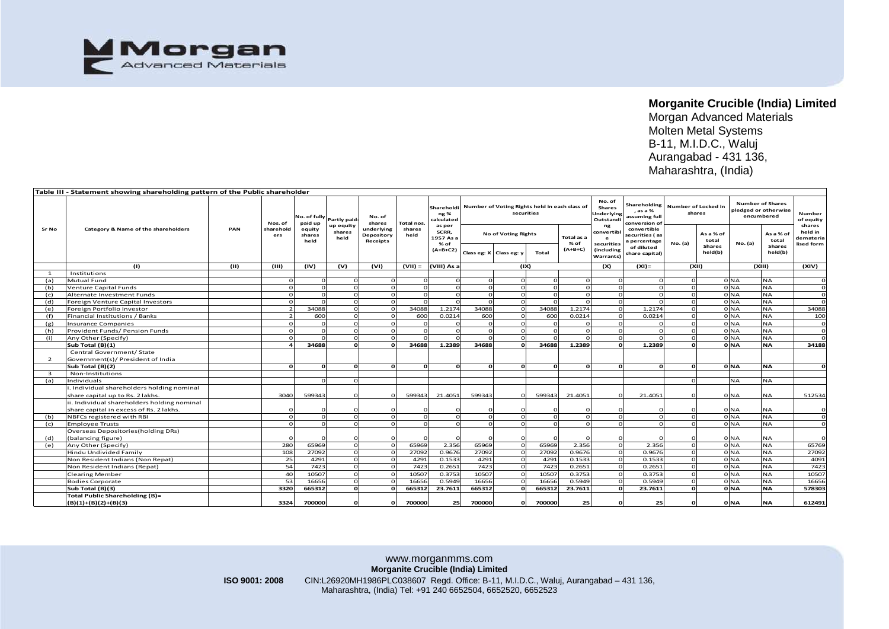**Morganite Crucible (India) Limited**
Morgan Advanced Materials
Molten Metal Systems
B-11, M.I.D.C., Waluj
Aurangabad - 431 136,
Maharashtra, (India)

**Table III - Statement showing shareholding pattern of the Public shareholder**

| Sr No | Category & Name of the shareholders | PAN | Nos. of shareholders | No. of fully paid up equity shares held | Partly paid-up equity shares held | No. of shares underlying Depository Receipts | Total nos. shares held | Shareholding % calculated as per SCRR, 1957 As a % of (A+B+C2) | Number of Voting Rights held in each class of securities | | | | No. of Shares Underlying Outstanding convertible securities (including Warrants) | Shareholding, as a % assuming full conversion of convertible securities ( as a percentage of diluted share capital) | Number of Locked in shares | | Number of Shares pledged or otherwise encumbered | | Number of equity shares held in dematerialised form |
|---|---|---|---|---|---|---|---|---|---|---|---|---|---|---|---|---|---|---|---|
| | | | | | | | | | No of Voting Rights | | | Total as a % of (A+B+C) | | | No. (a) | As a % of total Shares held(b) | No. (a) | As a % of total Shares held(b) | |
| | | | | | | | | | Class eg: X | Class eg: y | Total | | | | | | | | |
| | (I) | (II) | (III) | (IV) | (V) | (VI) | (VII) = | (VIII) As a | (IX) | | | | (X) | (XI)= | (XII) | | (XIII) | | (XIV) |
| 1 | Institutions | | | | | | | | | | | | | | | | | | |
| (a) | Mutual Fund | | 0 | 0 | 0 | 0 | 0 | 0 | 0 | 0 | 0 | 0 | 0 | 0 | 0 | 0 | NA | NA | 0 |
| (b) | Venture Capital Funds | | 0 | 0 | 0 | 0 | 0 | 0 | 0 | 0 | 0 | 0 | 0 | 0 | 0 | 0 | NA | NA | 0 |
| (c) | Alternate Investment Funds | | 0 | 0 | 0 | 0 | 0 | 0 | 0 | 0 | 0 | 0 | 0 | 0 | 0 | 0 | NA | NA | 0 |
| (d) | Foreign Venture Capital Investors | | 0 | 0 | 0 | 0 | 0 | 0 | 0 | 0 | 0 | 0 | 0 | 0 | 0 | 0 | NA | NA | 0 |
| (e) | Foreign Portfolio Investor | | 2 | 34088 | 0 | 0 | 34088 | 1.2174 | 34088 | 0 | 34088 | 1.2174 | 0 | 1.2174 | 0 | 0 | NA | NA | 34088 |
| (f) | Financial Institutions / Banks | | 2 | 600 | 0 | 0 | 600 | 0.0214 | 600 | 0 | 600 | 0.0214 | 0 | 0.0214 | 0 | 0 | NA | NA | 100 |
| (g) | Insurance Companies | | 0 | 0 | 0 | 0 | 0 | 0 | 0 | 0 | 0 | 0 | 0 | 0 | 0 | 0 | NA | NA | 0 |
| (h) | Provident Funds/ Pension Funds | | 0 | 0 | 0 | 0 | 0 | 0 | 0 | 0 | 0 | 0 | 0 | 0 | 0 | 0 | NA | NA | 0 |
| (i) | Any Other (Specify) | | 0 | 0 | 0 | 0 | 0 | 0 | 0 | 0 | 0 | 0 | 0 | 0 | 0 | 0 | NA | NA | 0 |
| | **Sub Total (B)(1)** | | **4** | **34688** | **0** | **0** | **34688** | **1.2389** | **34688** | **0** | **34688** | **1.2389** | **0** | **1.2389** | **0** | **0** | **NA** | **NA** | **34188** |
| 2 | Central Government/ State Government(s)/ President of India | | | | | | | | | | | | | | | | | | |
| | **Sub Total (B)(2)** | | **0** | **0** | **0** | **0** | **0** | **0** | **0** | **0** | **0** | **0** | **0** | **0** | **0** | **0** | **NA** | **NA** | **0** |
| 3 | Non-Institutions | | | | | | | | | | | | | | | | | | |
| (a) | Individuals | | | 0 | 0 | | | | | | | | | | 0 | | NA | NA | |
| | i. Individual shareholders holding nominal share capital up to Rs. 2 lakhs. | | 3040 | 599343 | 0 | 0 | 599343 | 21.4051 | 599343 | 0 | 599343 | 21.4051 | 0 | 21.4051 | 0 | 0 | NA | NA | 512534 |
| | ii. Individual shareholders holding nominal share capital in excess of Rs. 2 lakhs. | | 0 | 0 | 0 | 0 | 0 | 0 | 0 | 0 | 0 | 0 | 0 | 0 | 0 | 0 | NA | NA | 0 |
| (b) | NBFCs registered with RBI | | 0 | 0 | 0 | 0 | 0 | 0 | 0 | 0 | 0 | 0 | 0 | 0 | 0 | 0 | NA | NA | 0 |
| (c) | Employee Trusts | | 0 | 0 | 0 | 0 | 0 | 0 | 0 | 0 | 0 | 0 | 0 | 0 | 0 | 0 | NA | NA | 0 |
| (d) | Overseas Depositories(holding DRs) (balancing figure) | | 0 | 0 | 0 | 0 | 0 | 0 | 0 | 0 | 0 | 0 | 0 | 0 | 0 | 0 | NA | NA | 0 |
| (e) | Any Other (Specify) | | 280 | 65969 | 0 | 0 | 65969 | 2.356 | 65969 | 0 | 65969 | 2.356 | 0 | 2.356 | 0 | 0 | NA | NA | 65769 |
| | Hindu Undivided Family | | 108 | 27092 | 0 | 0 | 27092 | 0.9676 | 27092 | 0 | 27092 | 0.9676 | 0 | 0.9676 | 0 | 0 | NA | NA | 27092 |
| | Non Resident Indians (Non Repat) | | 25 | 4291 | 0 | 0 | 4291 | 0.1533 | 4291 | 0 | 4291 | 0.1533 | 0 | 0.1533 | 0 | 0 | NA | NA | 4091 |
| | Non Resident Indians (Repat) | | 54 | 7423 | 0 | 0 | 7423 | 0.2651 | 7423 | 0 | 7423 | 0.2651 | 0 | 0.2651 | 0 | 0 | NA | NA | 7423 |
| | Clearing Member | | 40 | 10507 | 0 | 0 | 10507 | 0.3753 | 10507 | 0 | 10507 | 0.3753 | 0 | 0.3753 | 0 | 0 | NA | NA | 10507 |
| | Bodies Corporate | | 53 | 16656 | 0 | 0 | 16656 | 0.5949 | 16656 | 0 | 16656 | 0.5949 | 0 | 0.5949 | 0 | 0 | NA | NA | 16656 |
| | **Sub Total (B)(3)** | | **3320** | **665312** | **0** | **0** | **665312** | **23.7611** | **665312** | **0** | **665312** | **23.7611** | **0** | **23.7611** | **0** | **0** | **NA** | **NA** | **578303** |
| | **Total Public Shareholding (B)= (B)(1)+(B)(2)+(B)(3)** | | **3324** | **700000** | **0** | **0** | **700000** | **25** | **700000** | **0** | **700000** | **25** | **0** | **25** | **0** | **0** | **NA** | **NA** | **612491** |

www.morganmms.com
**Morganite Crucible (India) Limited**
**ISO 9001: 2008** CIN:L26920MH1986PLC038607 Regd. Office: B-11, M.I.D.C., Waluj, Aurangabad – 431 136, Maharashtra, (India) Tel: +91 240 6652504, 6652520, 6652523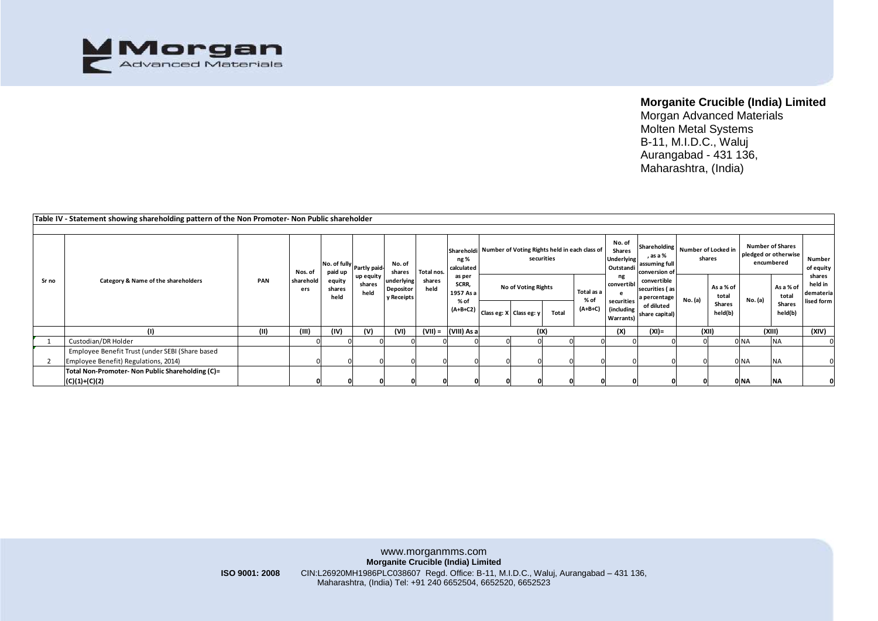**Morganite Crucible (India) Limited**
Morgan Advanced Materials
Molten Metal Systems
B-11, M.I.D.C., Waluj
Aurangabad - 431 136,
Maharashtra, (India)

**Table IV - Statement showing shareholding pattern of the Non Promoter- Non Public shareholder**

| Sr no | Category & Name of the shareholders | PAN | Nos. of shareholders | No. of fully paid up equity shares held | Partly paid-up equity shares held | No. of shares underlying Depository Receipts | Total nos. shares held | Shareholding % calculated as per SCRR, 1957 As a % of (A+B+C2) | Number of Voting Rights held in each class of securities | | | | No. of Shares Underlying Outstanding convertible securities (including Warrants) | Shareholding , as a % assuming full conversion of convertible securities ( as a percentage of diluted share capital) | Number of Locked in shares | | Number of Shares pledged or otherwise encumbered | | Number of equity shares held in dematerialised form |
|---|---|---|---|---|---|---|---|---|---|---|---|---|---|---|---|---|---|---|---|
| | | | | | | | | | No of Voting Rights | | | Total as a % of (A+B+C) | | | No. (a) | As a % of total Shares held(b) | No. (a) | As a % of total Shares held(b) | |
| | | | | | | | | | Class eg: X | Class eg: y | Total | | | | | | | | |
| | (I) | (II) | (III) | (IV) | (V) | (VI) | (VII) = | (VIII) As a | (IX) | | | | (X) | (XI)= | (XII) | | (XIII) | | (XIV) |
| 1 | Custodian/DR Holder | | 0 | 0 | 0 | 0 | 0 | 0 | 0 | 0 | 0 | 0 | 0 | 0 | 0 | 0 | NA | NA | 0 |
| 2 | Employee Benefit Trust (under SEBI (Share based Employee Benefit) Regulations, 2014) | | 0 | 0 | 0 | 0 | 0 | 0 | 0 | 0 | 0 | 0 | 0 | 0 | 0 | 0 | NA | NA | 0 |
| | **Total Non-Promoter- Non Public Shareholding (C)= (C)(1)+(C)(2)** | | **0** | **0** | **0** | **0** | **0** | **0** | **0** | **0** | **0** | **0** | **0** | **0** | **0** | **0** | **NA** | **NA** | **0** |

www.morganmms.com
**Morganite Crucible (India) Limited**
**ISO 9001: 2008** CIN:L26920MH1986PLC038607 Regd. Office: B-11, M.I.D.C., Waluj, Aurangabad – 431 136, Maharashtra, (India) Tel: +91 240 6652504, 6652520, 6652523